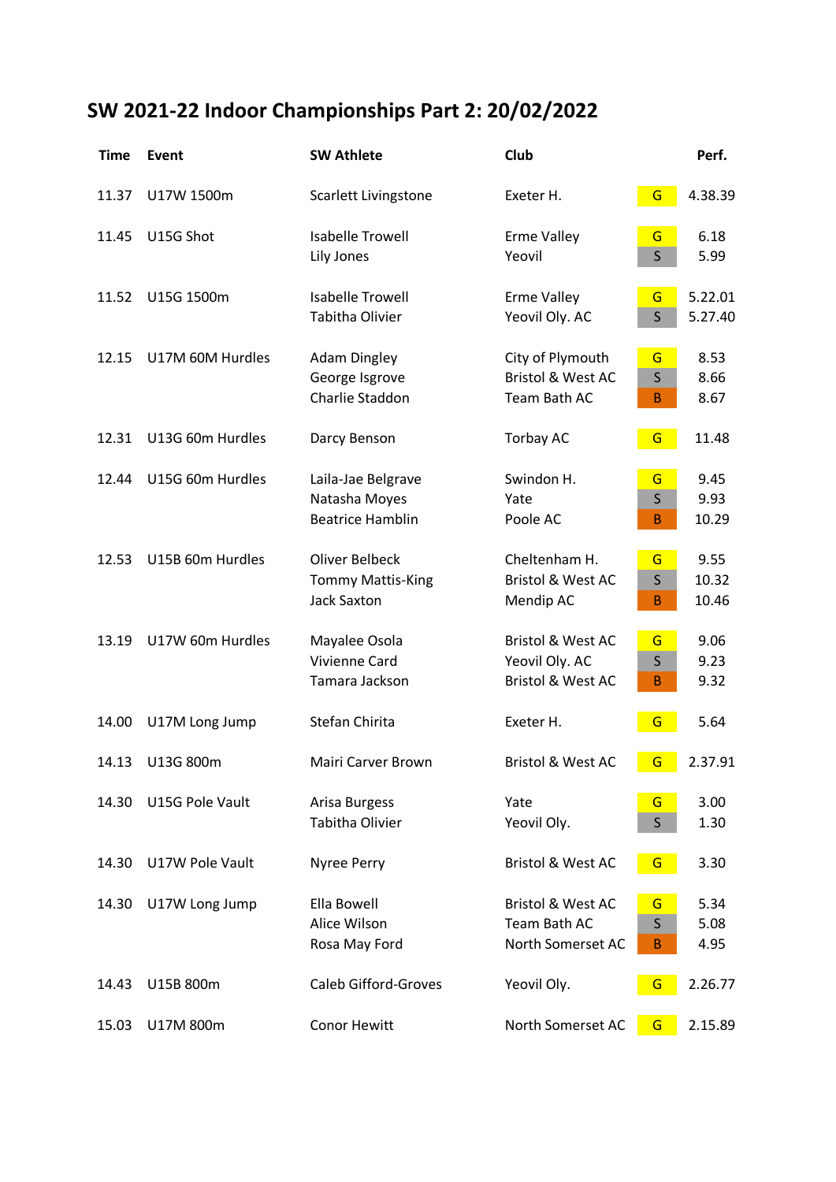# SW 2021-22 Indoor Championships Part 2: 20/02/2022

| Time | Event | SW Athlete | Club | | Perf. |
|---|---|---|---|---|---|
| 11.37 | U17W 1500m | Scarlett Livingstone | Exeter H. | G | 4.38.39 |
| 11.45 | U15G Shot | Isabelle Trowell | Erme Valley | G | 6.18 |
| | | Lily Jones | Yeovil | S | 5.99 |
| 11.52 | U15G 1500m | Isabelle Trowell | Erme Valley | G | 5.22.01 |
| | | Tabitha Olivier | Yeovil Oly. AC | S | 5.27.40 |
| 12.15 | U17M 60M Hurdles | Adam Dingley | City of Plymouth | G | 8.53 |
| | | George Isgrove | Bristol & West AC | S | 8.66 |
| | | Charlie Staddon | Team Bath AC | B | 8.67 |
| 12.31 | U13G 60m Hurdles | Darcy Benson | Torbay AC | G | 11.48 |
| 12.44 | U15G 60m Hurdles | Laila-Jae Belgrave | Swindon H. | G | 9.45 |
| | | Natasha Moyes | Yate | S | 9.93 |
| | | Beatrice Hamblin | Poole AC | B | 10.29 |
| 12.53 | U15B 60m Hurdles | Oliver Belbeck | Cheltenham H. | G | 9.55 |
| | | Tommy Mattis-King | Bristol & West AC | S | 10.32 |
| | | Jack Saxton | Mendip AC | B | 10.46 |
| 13.19 | U17W 60m Hurdles | Mayalee Osola | Bristol & West AC | G | 9.06 |
| | | Vivienne Card | Yeovil Oly. AC | S | 9.23 |
| | | Tamara Jackson | Bristol & West AC | B | 9.32 |
| 14.00 | U17M Long Jump | Stefan Chirita | Exeter H. | G | 5.64 |
| 14.13 | U13G 800m | Mairi Carver Brown | Bristol & West AC | G | 2.37.91 |
| 14.30 | U15G Pole Vault | Arisa Burgess | Yate | G | 3.00 |
| | | Tabitha Olivier | Yeovil Oly. | S | 1.30 |
| 14.30 | U17W Pole Vault | Nyree Perry | Bristol & West AC | G | 3.30 |
| 14.30 | U17W Long Jump | Ella Bowell | Bristol & West AC | G | 5.34 |
| | | Alice Wilson | Team Bath AC | S | 5.08 |
| | | Rosa May Ford | North Somerset AC | B | 4.95 |
| 14.43 | U15B 800m | Caleb Gifford-Groves | Yeovil Oly. | G | 2.26.77 |
| 15.03 | U17M 800m | Conor Hewitt | North Somerset AC | G | 2.15.89 |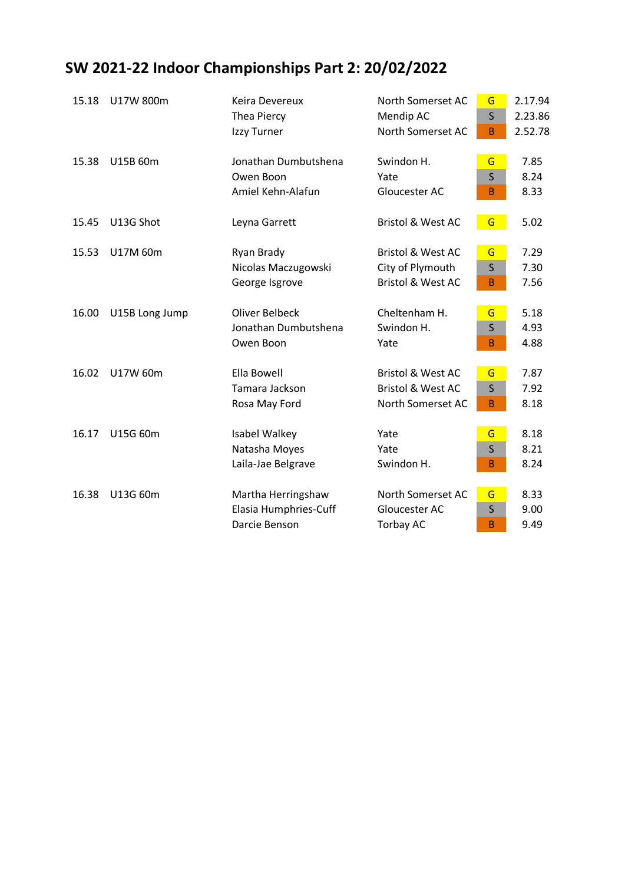# SW 2021-22 Indoor Championships Part 2: 20/02/2022

| | | | | | |
|---|---|---|---|---|---|
| 15.18 | U17W 800m | Keira Devereux | North Somerset AC | G | 2.17.94 |
| | | Thea Piercy | Mendip AC | S | 2.23.86 |
| | | Izzy Turner | North Somerset AC | B | 2.52.78 |
| 15.38 | U15B 60m | Jonathan Dumbutshena | Swindon H. | G | 7.85 |
| | | Owen Boon | Yate | S | 8.24 |
| | | Amiel Kehn-Alafun | Gloucester AC | B | 8.33 |
| 15.45 | U13G Shot | Leyna Garrett | Bristol & West AC | G | 5.02 |
| 15.53 | U17M 60m | Ryan Brady | Bristol & West AC | G | 7.29 |
| | | Nicolas Maczugowski | City of Plymouth | S | 7.30 |
| | | George Isgrove | Bristol & West AC | B | 7.56 |
| 16.00 | U15B Long Jump | Oliver Belbeck | Cheltenham H. | G | 5.18 |
| | | Jonathan Dumbutshena | Swindon H. | S | 4.93 |
| | | Owen Boon | Yate | B | 4.88 |
| 16.02 | U17W 60m | Ella Bowell | Bristol & West AC | G | 7.87 |
| | | Tamara Jackson | Bristol & West AC | S | 7.92 |
| | | Rosa May Ford | North Somerset AC | B | 8.18 |
| 16.17 | U15G 60m | Isabel Walkey | Yate | G | 8.18 |
| | | Natasha Moyes | Yate | S | 8.21 |
| | | Laila-Jae Belgrave | Swindon H. | B | 8.24 |
| 16.38 | U13G 60m | Martha Herringshaw | North Somerset AC | G | 8.33 |
| | | Elasia Humphries-Cuff | Gloucester AC | S | 9.00 |
| | | Darcie Benson | Torbay AC | B | 9.49 |